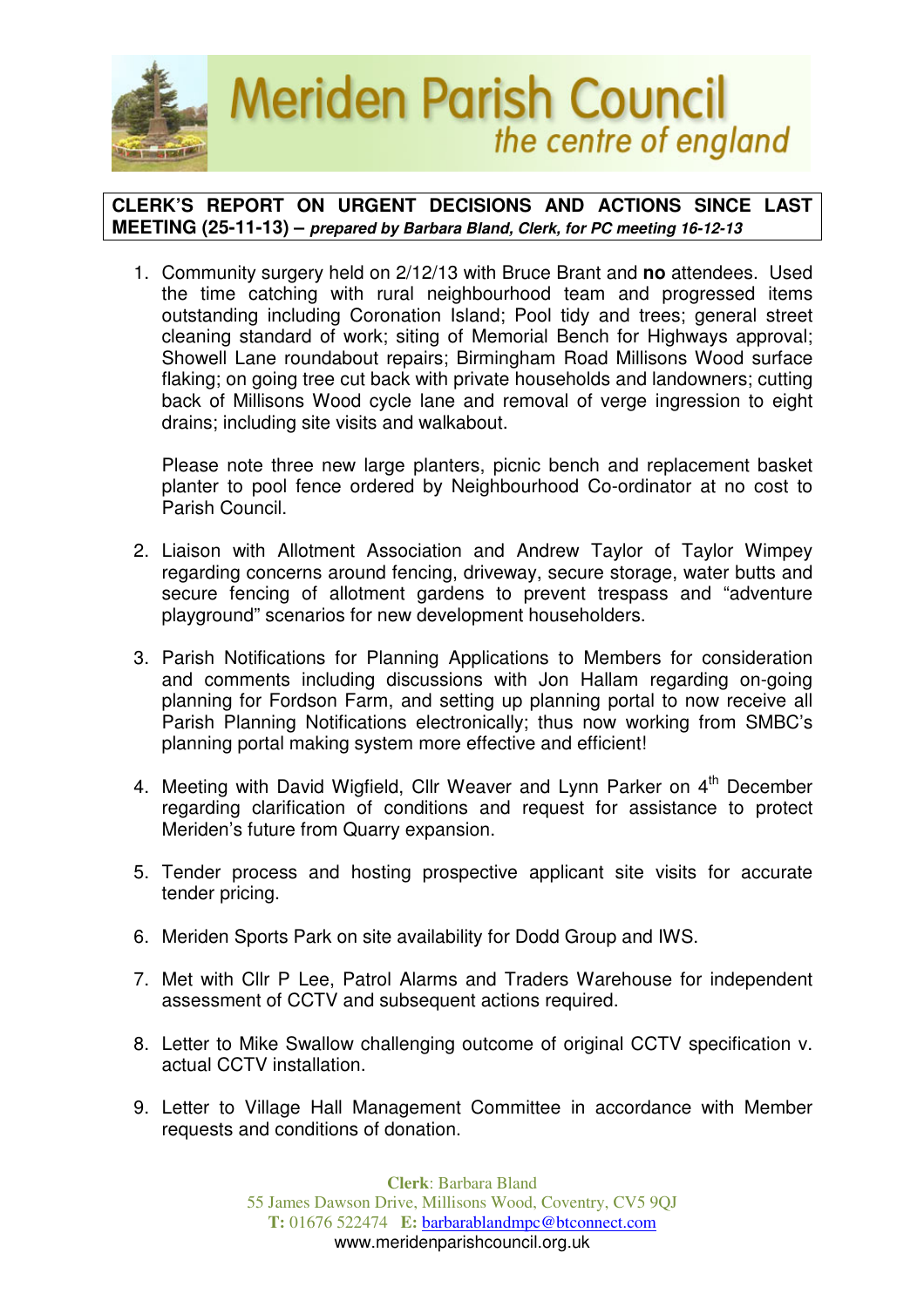# Meriden Parish Council

*the centre of england*

**CLERK'S REPORT ON URGENT DECISIONS AND ACTIONS SINCE LAST MEETING (25-11-13) –** ***prepared by Barbara Bland, Clerk, for PC meeting 16-12-13***

1. Community surgery held on 2/12/13 with Bruce Brant and **no** attendees. Used the time catching with rural neighbourhood team and progressed items outstanding including Coronation Island; Pool tidy and trees; general street cleaning standard of work; siting of Memorial Bench for Highways approval; Showell Lane roundabout repairs; Birmingham Road Millisons Wood surface flaking; on going tree cut back with private households and landowners; cutting back of Millisons Wood cycle lane and removal of verge ingression to eight drains; including site visits and walkabout.

   Please note three new large planters, picnic bench and replacement basket planter to pool fence ordered by Neighbourhood Co-ordinator at no cost to Parish Council.

2. Liaison with Allotment Association and Andrew Taylor of Taylor Wimpey regarding concerns around fencing, driveway, secure storage, water butts and secure fencing of allotment gardens to prevent trespass and "adventure playground" scenarios for new development householders.

3. Parish Notifications for Planning Applications to Members for consideration and comments including discussions with Jon Hallam regarding on-going planning for Fordson Farm, and setting up planning portal to now receive all Parish Planning Notifications electronically; thus now working from SMBC's planning portal making system more effective and efficient!

4. Meeting with David Wigfield, Cllr Weaver and Lynn Parker on 4th December regarding clarification of conditions and request for assistance to protect Meriden's future from Quarry expansion.

5. Tender process and hosting prospective applicant site visits for accurate tender pricing.

6. Meriden Sports Park on site availability for Dodd Group and IWS.

7. Met with Cllr P Lee, Patrol Alarms and Traders Warehouse for independent assessment of CCTV and subsequent actions required.

8. Letter to Mike Swallow challenging outcome of original CCTV specification v. actual CCTV installation.

9. Letter to Village Hall Management Committee in accordance with Member requests and conditions of donation.

**Clerk**: Barbara Bland
55 James Dawson Drive, Millisons Wood, Coventry, CV5 9QJ
**T:** 01676 522474 **E:** barbarablandmpc@btconnect.com
www.meridenparishcouncil.org.uk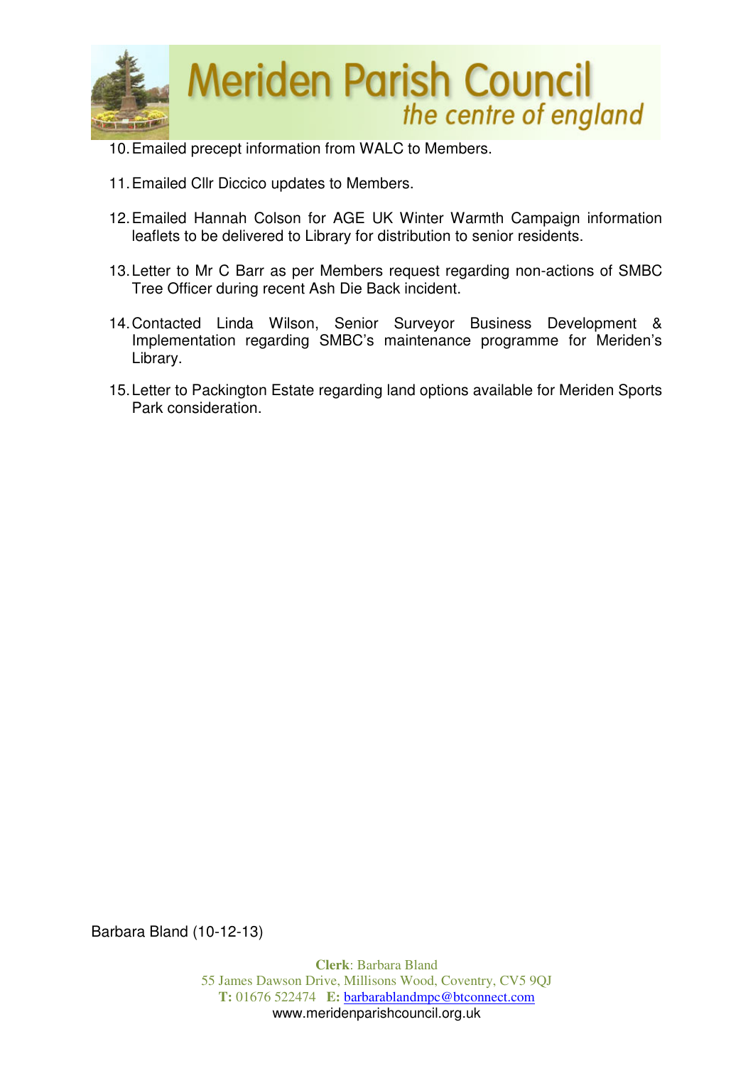10. Emailed precept information from WALC to Members.

11. Emailed Cllr Diccico updates to Members.

12. Emailed Hannah Colson for AGE UK Winter Warmth Campaign information leaflets to be delivered to Library for distribution to senior residents.

13. Letter to Mr C Barr as per Members request regarding non-actions of SMBC Tree Officer during recent Ash Die Back incident.

14. Contacted Linda Wilson, Senior Surveyor Business Development & Implementation regarding SMBC's maintenance programme for Meriden's Library.

15. Letter to Packington Estate regarding land options available for Meriden Sports Park consideration.

Barbara Bland (10-12-13)

**Clerk**: Barbara Bland
55 James Dawson Drive, Millisons Wood, Coventry, CV5 9QJ
**T:** 01676 522474 **E:** barbarablandmpc@btconnect.com
www.meridenparishcouncil.org.uk